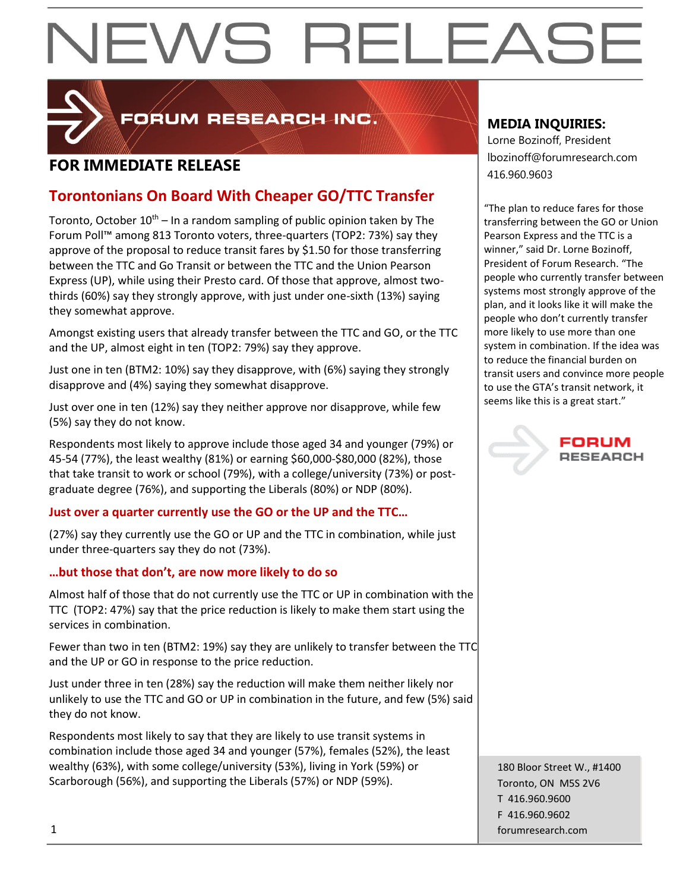# NEWS RELEASE

FORUM RESEARCH INC.

## FOR IMMEDIATE RELEASE

## Torontonians On Board With Cheaper GO/TTC Transfer

Toronto, October 10th – In a random sampling of public opinion taken by The Forum Poll™ among 813 Toronto voters, three-quarters (TOP2: 73%) say they approve of the proposal to reduce transit fares by $1.50 for those transferring between the TTC and Go Transit or between the TTC and the Union Pearson Express (UP), while using their Presto card. Of those that approve, almost two-thirds (60%) say they strongly approve, with just under one-sixth (13%) saying they somewhat approve.

Amongst existing users that already transfer between the TTC and GO, or the TTC and the UP, almost eight in ten (TOP2: 79%) say they approve.

Just one in ten (BTM2: 10%) say they disapprove, with (6%) saying they strongly disapprove and (4%) saying they somewhat disapprove.

Just over one in ten (12%) say they neither approve nor disapprove, while few (5%) say they do not know.

Respondents most likely to approve include those aged 34 and younger (79%) or 45-54 (77%), the least wealthy (81%) or earning $60,000-$80,000 (82%), those that take transit to work or school (79%), with a college/university (73%) or post-graduate degree (76%), and supporting the Liberals (80%) or NDP (80%).

### Just over a quarter currently use the GO or the UP and the TTC…

(27%) say they currently use the GO or UP and the TTC in combination, while just under three-quarters say they do not (73%).

### …but those that don't, are now more likely to do so

Almost half of those that do not currently use the TTC or UP in combination with the TTC (TOP2: 47%) say that the price reduction is likely to make them start using the services in combination.

Fewer than two in ten (BTM2: 19%) say they are unlikely to transfer between the TTC and the UP or GO in response to the price reduction.

Just under three in ten (28%) say the reduction will make them neither likely nor unlikely to use the TTC and GO or UP in combination in the future, and few (5%) said they do not know.

Respondents most likely to say that they are likely to use transit systems in combination include those aged 34 and younger (57%), females (52%), the least wealthy (63%), with some college/university (53%), living in York (59%) or Scarborough (56%), and supporting the Liberals (57%) or NDP (59%).

**MEDIA INQUIRIES:**

Lorne Bozinoff, President
lbozinoff@forumresearch.com
416.960.9603

"The plan to reduce fares for those transferring between the GO or Union Pearson Express and the TTC is a winner," said Dr. Lorne Bozinoff, President of Forum Research. "The people who currently transfer between systems most strongly approve of the plan, and it looks like it will make the people who don't currently transfer more likely to use more than one system in combination. If the idea was to reduce the financial burden on transit users and convince more people to use the GTA's transit network, it seems like this is a great start."

FORUM RESEARCH

180 Bloor Street W., #1400
Toronto, ON M5S 2V6
T 416.960.9600
F 416.960.9602
forumresearch.com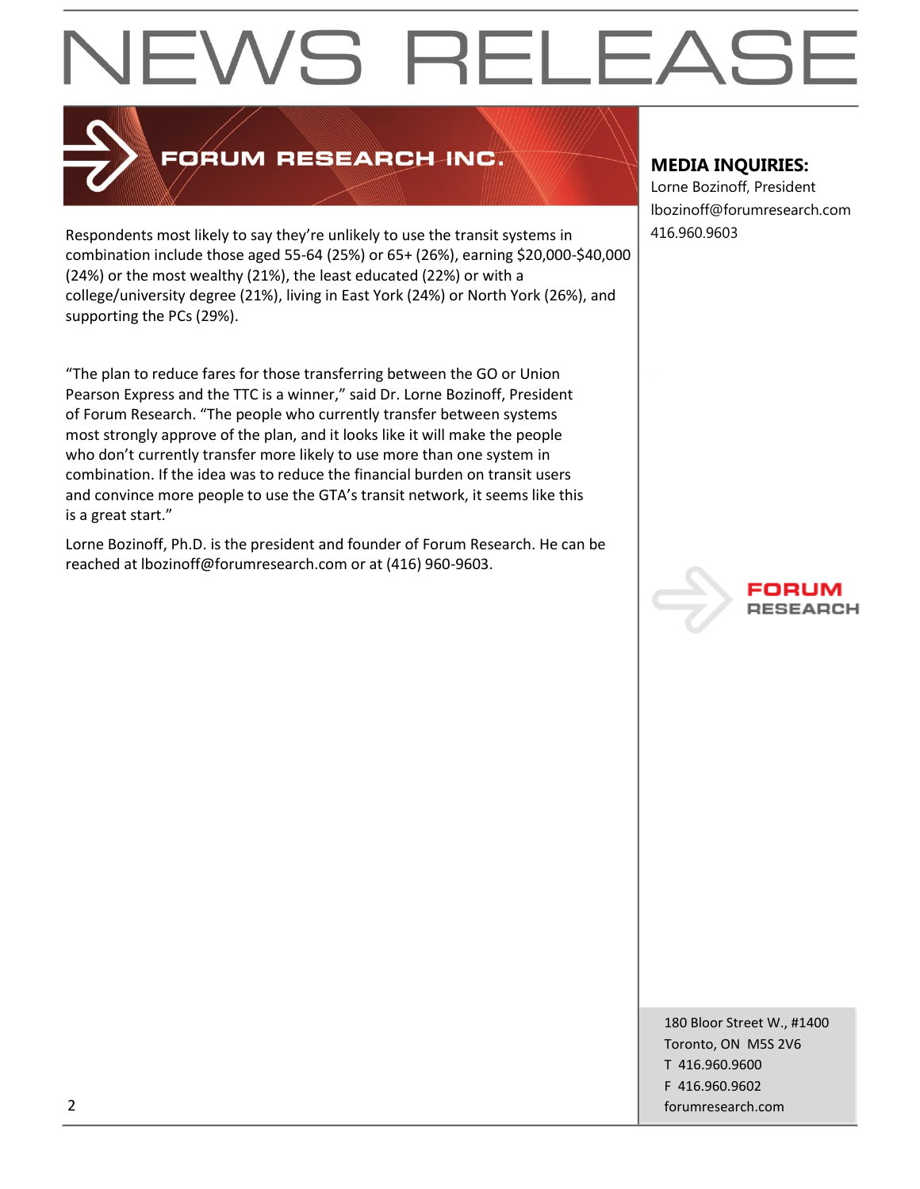# NEWS RELEASE

**FORUM RESEARCH INC.**

**MEDIA INQUIRIES:**
Lorne Bozinoff, President
lbozinoff@forumresearch.com
416.960.9603

Respondents most likely to say they're unlikely to use the transit systems in combination include those aged 55-64 (25%) or 65+ (26%), earning $20,000-$40,000 (24%) or the most wealthy (21%), the least educated (22%) or with a college/university degree (21%), living in East York (24%) or North York (26%), and supporting the PCs (29%).

"The plan to reduce fares for those transferring between the GO or Union Pearson Express and the TTC is a winner," said Dr. Lorne Bozinoff, President of Forum Research. "The people who currently transfer between systems most strongly approve of the plan, and it looks like it will make the people who don't currently transfer more likely to use more than one system in combination. If the idea was to reduce the financial burden on transit users and convince more people to use the GTA's transit network, it seems like this is a great start."

Lorne Bozinoff, Ph.D. is the president and founder of Forum Research. He can be reached at lbozinoff@forumresearch.com or at (416) 960-9603.

FORUM RESEARCH

180 Bloor Street W., #1400
Toronto, ON M5S 2V6
T 416.960.9600
F 416.960.9602
forumresearch.com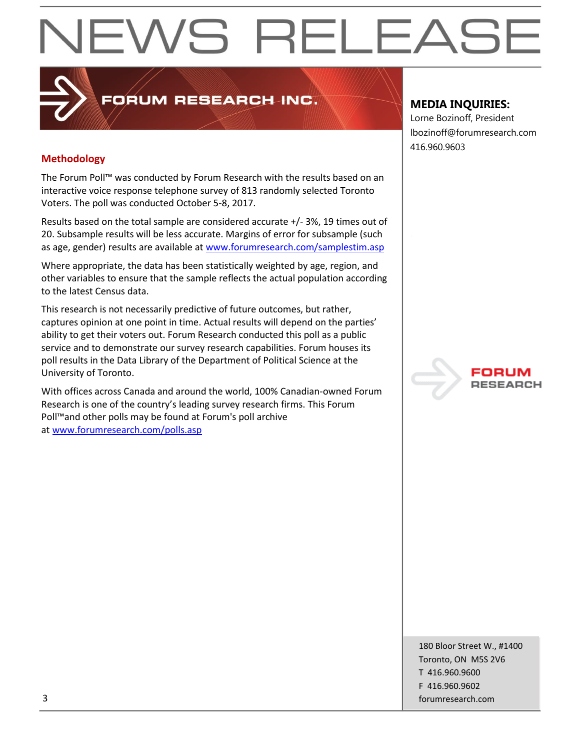# NEWS RELEASE

FORUM RESEARCH INC.

**MEDIA INQUIRIES:**
Lorne Bozinoff, President
lbozinoff@forumresearch.com
416.960.9603

## Methodology

The Forum Poll™ was conducted by Forum Research with the results based on an interactive voice response telephone survey of 813 randomly selected Toronto Voters. The poll was conducted October 5-8, 2017.

Results based on the total sample are considered accurate +/- 3%, 19 times out of 20. Subsample results will be less accurate. Margins of error for subsample (such as age, gender) results are available at www.forumresearch.com/samplestim.asp

Where appropriate, the data has been statistically weighted by age, region, and other variables to ensure that the sample reflects the actual population according to the latest Census data.

This research is not necessarily predictive of future outcomes, but rather, captures opinion at one point in time. Actual results will depend on the parties' ability to get their voters out. Forum Research conducted this poll as a public service and to demonstrate our survey research capabilities. Forum houses its poll results in the Data Library of the Department of Political Science at the University of Toronto.

With offices across Canada and around the world, 100% Canadian-owned Forum Research is one of the country's leading survey research firms. This Forum Poll™and other polls may be found at Forum's poll archive at www.forumresearch.com/polls.asp

FORUM RESEARCH

180 Bloor Street W., #1400
Toronto, ON M5S 2V6
T 416.960.9600
F 416.960.9602
forumresearch.com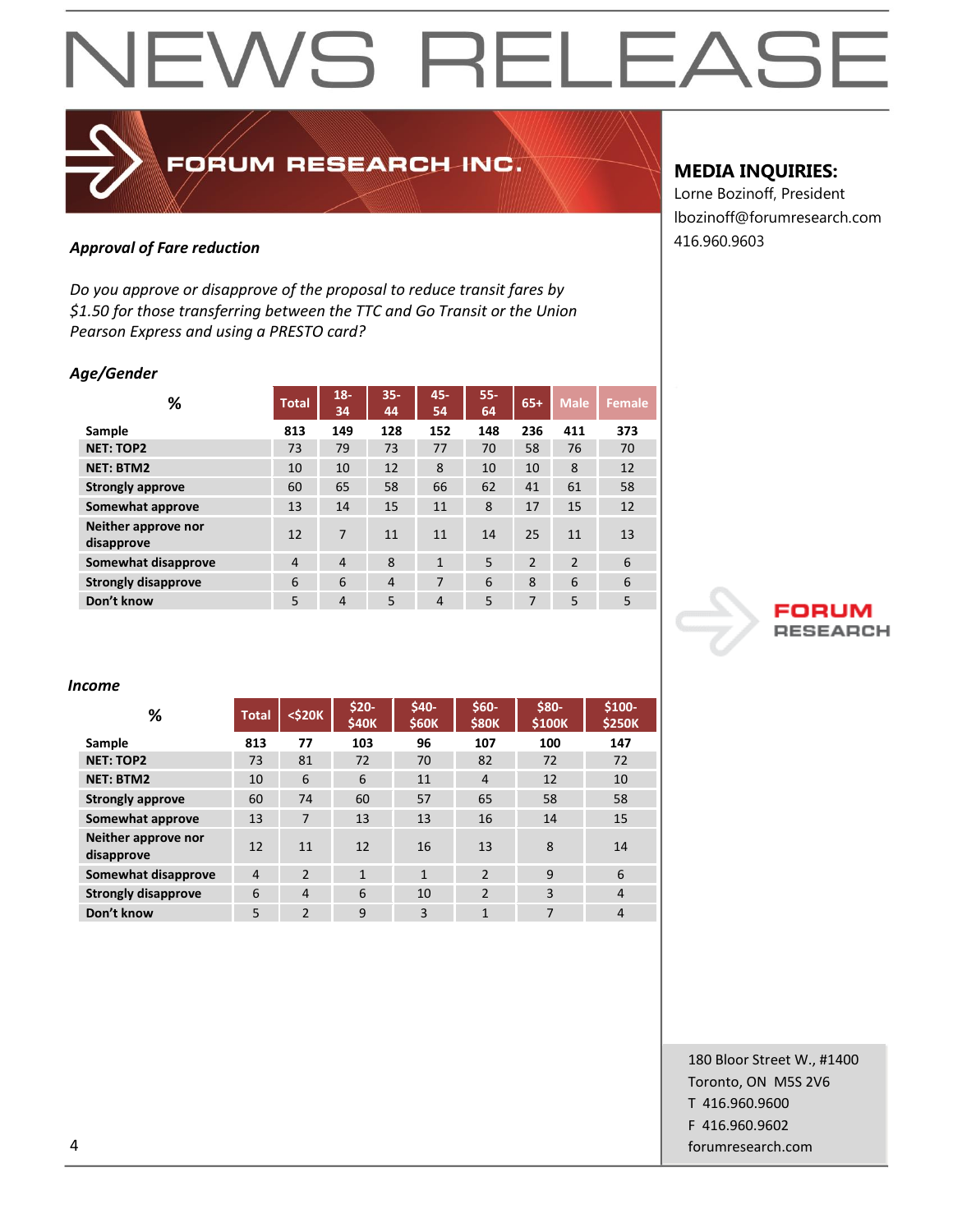# NEWS RELEASE

FORUM RESEARCH INC.

**MEDIA INQUIRIES:**
Lorne Bozinoff, President
lbozinoff@forumresearch.com
416.960.9603

***Approval of Fare reduction***

*Do you approve or disapprove of the proposal to reduce transit fares by $1.50 for those transferring between the TTC and Go Transit or the Union Pearson Express and using a PRESTO card?*

***Age/Gender***

| % | Total | 18-34 | 35-44 | 45-54 | 55-64 | 65+ | Male | Female |
|---|---|---|---|---|---|---|---|---|
| **Sample** | **813** | **149** | **128** | **152** | **148** | **236** | **411** | **373** |
| **NET: TOP2** | 73 | 79 | 73 | 77 | 70 | 58 | 76 | 70 |
| **NET: BTM2** | 10 | 10 | 12 | 8 | 10 | 10 | 8 | 12 |
| **Strongly approve** | 60 | 65 | 58 | 66 | 62 | 41 | 61 | 58 |
| **Somewhat approve** | 13 | 14 | 15 | 11 | 8 | 17 | 15 | 12 |
| **Neither approve nor disapprove** | 12 | 7 | 11 | 11 | 14 | 25 | 11 | 13 |
| **Somewhat disapprove** | 4 | 4 | 8 | 1 | 5 | 2 | 2 | 6 |
| **Strongly disapprove** | 6 | 6 | 4 | 7 | 6 | 8 | 6 | 6 |
| **Don't know** | 5 | 4 | 5 | 4 | 5 | 7 | 5 | 5 |

***Income***

| % | Total | <$20K | $20-$40K | $40-$60K | $60-$80K | $80-$100K | $100-$250K |
|---|---|---|---|---|---|---|---|
| **Sample** | **813** | **77** | **103** | **96** | **107** | **100** | **147** |
| **NET: TOP2** | 73 | 81 | 72 | 70 | 82 | 72 | 72 |
| **NET: BTM2** | 10 | 6 | 6 | 11 | 4 | 12 | 10 |
| **Strongly approve** | 60 | 74 | 60 | 57 | 65 | 58 | 58 |
| **Somewhat approve** | 13 | 7 | 13 | 13 | 16 | 14 | 15 |
| **Neither approve nor disapprove** | 12 | 11 | 12 | 16 | 13 | 8 | 14 |
| **Somewhat disapprove** | 4 | 2 | 1 | 1 | 2 | 9 | 6 |
| **Strongly disapprove** | 6 | 4 | 6 | 10 | 2 | 3 | 4 |
| **Don't know** | 5 | 2 | 9 | 3 | 1 | 7 | 4 |

180 Bloor Street W., #1400
Toronto, ON M5S 2V6
T 416.960.9600
F 416.960.9602
forumresearch.com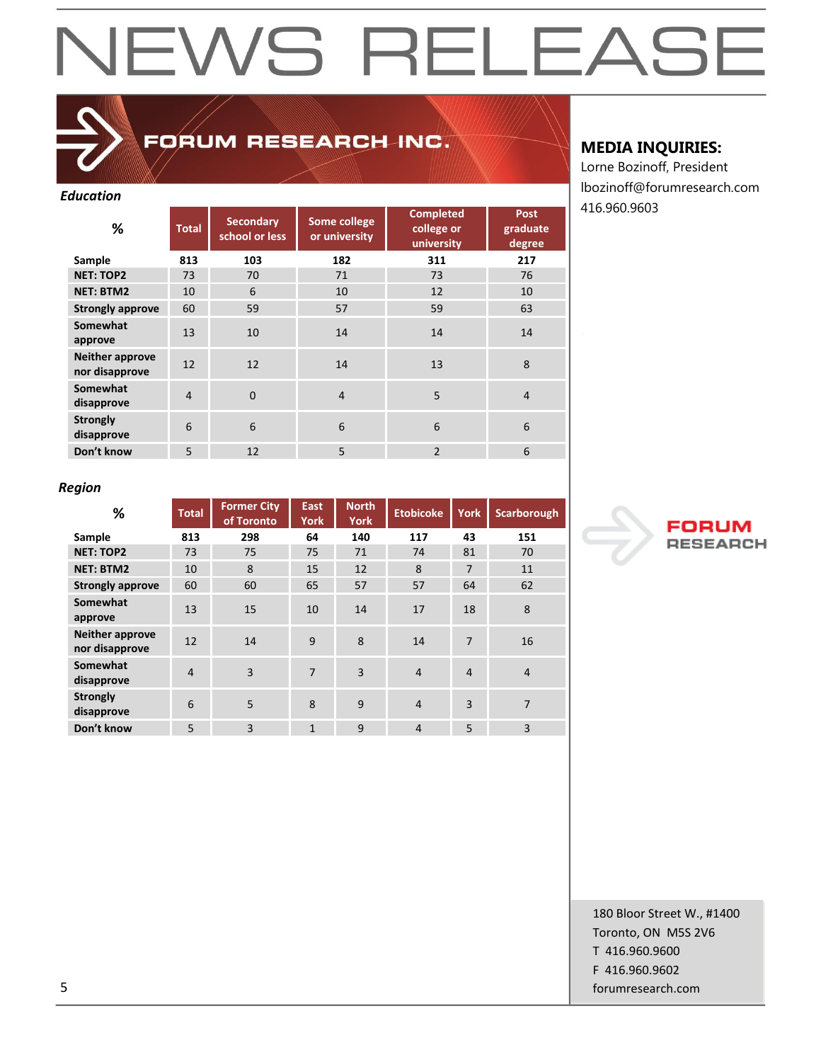# NEWS RELEASE

FORUM RESEARCH INC.

**MEDIA INQUIRIES:**
Lorne Bozinoff, President
lbozinoff@forumresearch.com
416.960.9603

***Education***

| % | Total | Secondary school or less | Some college or university | Completed college or university | Post graduate degree |
|---|---|---|---|---|---|
| **Sample** | **813** | **103** | **182** | **311** | **217** |
| **NET: TOP2** | 73 | 70 | 71 | 73 | 76 |
| **NET: BTM2** | 10 | 6 | 10 | 12 | 10 |
| **Strongly approve** | 60 | 59 | 57 | 59 | 63 |
| **Somewhat approve** | 13 | 10 | 14 | 14 | 14 |
| **Neither approve nor disapprove** | 12 | 12 | 14 | 13 | 8 |
| **Somewhat disapprove** | 4 | 0 | 4 | 5 | 4 |
| **Strongly disapprove** | 6 | 6 | 6 | 6 | 6 |
| **Don't know** | 5 | 12 | 5 | 2 | 6 |

***Region***

| % | Total | Former City of Toronto | East York | North York | Etobicoke | York | Scarborough |
|---|---|---|---|---|---|---|---|
| **Sample** | **813** | **298** | **64** | **140** | **117** | **43** | **151** |
| **NET: TOP2** | 73 | 75 | 75 | 71 | 74 | 81 | 70 |
| **NET: BTM2** | 10 | 8 | 15 | 12 | 8 | 7 | 11 |
| **Strongly approve** | 60 | 60 | 65 | 57 | 57 | 64 | 62 |
| **Somewhat approve** | 13 | 15 | 10 | 14 | 17 | 18 | 8 |
| **Neither approve nor disapprove** | 12 | 14 | 9 | 8 | 14 | 7 | 16 |
| **Somewhat disapprove** | 4 | 3 | 7 | 3 | 4 | 4 | 4 |
| **Strongly disapprove** | 6 | 5 | 8 | 9 | 4 | 3 | 7 |
| **Don't know** | 5 | 3 | 1 | 9 | 4 | 5 | 3 |

FORUM RESEARCH

180 Bloor Street W., #1400
Toronto, ON M5S 2V6
T 416.960.9600
F 416.960.9602
forumresearch.com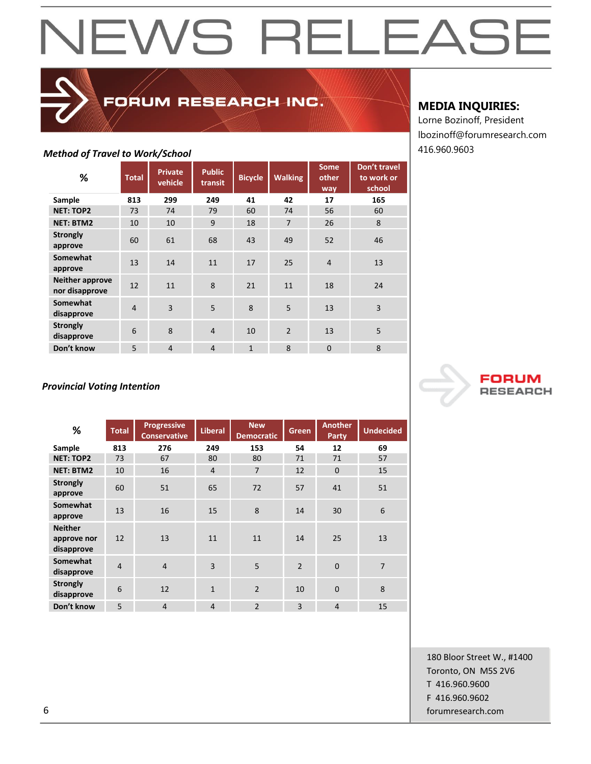# NEWS RELEASE

FORUM RESEARCH INC.

**MEDIA INQUIRIES:**
Lorne Bozinoff, President
lbozinoff@forumresearch.com
416.960.9603

***Method of Travel to Work/School***

| % | Total | Private vehicle | Public transit | Bicycle | Walking | Some other way | Don't travel to work or school |
|---|---|---|---|---|---|---|---|
| **Sample** | **813** | **299** | **249** | **41** | **42** | **17** | **165** |
| **NET: TOP2** | 73 | 74 | 79 | 60 | 74 | 56 | 60 |
| **NET: BTM2** | 10 | 10 | 9 | 18 | 7 | 26 | 8 |
| **Strongly approve** | 60 | 61 | 68 | 43 | 49 | 52 | 46 |
| **Somewhat approve** | 13 | 14 | 11 | 17 | 25 | 4 | 13 |
| **Neither approve nor disapprove** | 12 | 11 | 8 | 21 | 11 | 18 | 24 |
| **Somewhat disapprove** | 4 | 3 | 5 | 8 | 5 | 13 | 3 |
| **Strongly disapprove** | 6 | 8 | 4 | 10 | 2 | 13 | 5 |
| **Don't know** | 5 | 4 | 4 | 1 | 8 | 0 | 8 |

***Provincial Voting Intention***

| % | Total | Progressive Conservative | Liberal | New Democratic | Green | Another Party | Undecided |
|---|---|---|---|---|---|---|---|
| **Sample** | **813** | **276** | **249** | **153** | **54** | **12** | **69** |
| **NET: TOP2** | 73 | 67 | 80 | 80 | 71 | 71 | 57 |
| **NET: BTM2** | 10 | 16 | 4 | 7 | 12 | 0 | 15 |
| **Strongly approve** | 60 | 51 | 65 | 72 | 57 | 41 | 51 |
| **Somewhat approve** | 13 | 16 | 15 | 8 | 14 | 30 | 6 |
| **Neither approve nor disapprove** | 12 | 13 | 11 | 11 | 14 | 25 | 13 |
| **Somewhat disapprove** | 4 | 4 | 3 | 5 | 2 | 0 | 7 |
| **Strongly disapprove** | 6 | 12 | 1 | 2 | 10 | 0 | 8 |
| **Don't know** | 5 | 4 | 4 | 2 | 3 | 4 | 15 |

FORUM RESEARCH

180 Bloor Street W., #1400
Toronto, ON M5S 2V6
T 416.960.9600
F 416.960.9602
forumresearch.com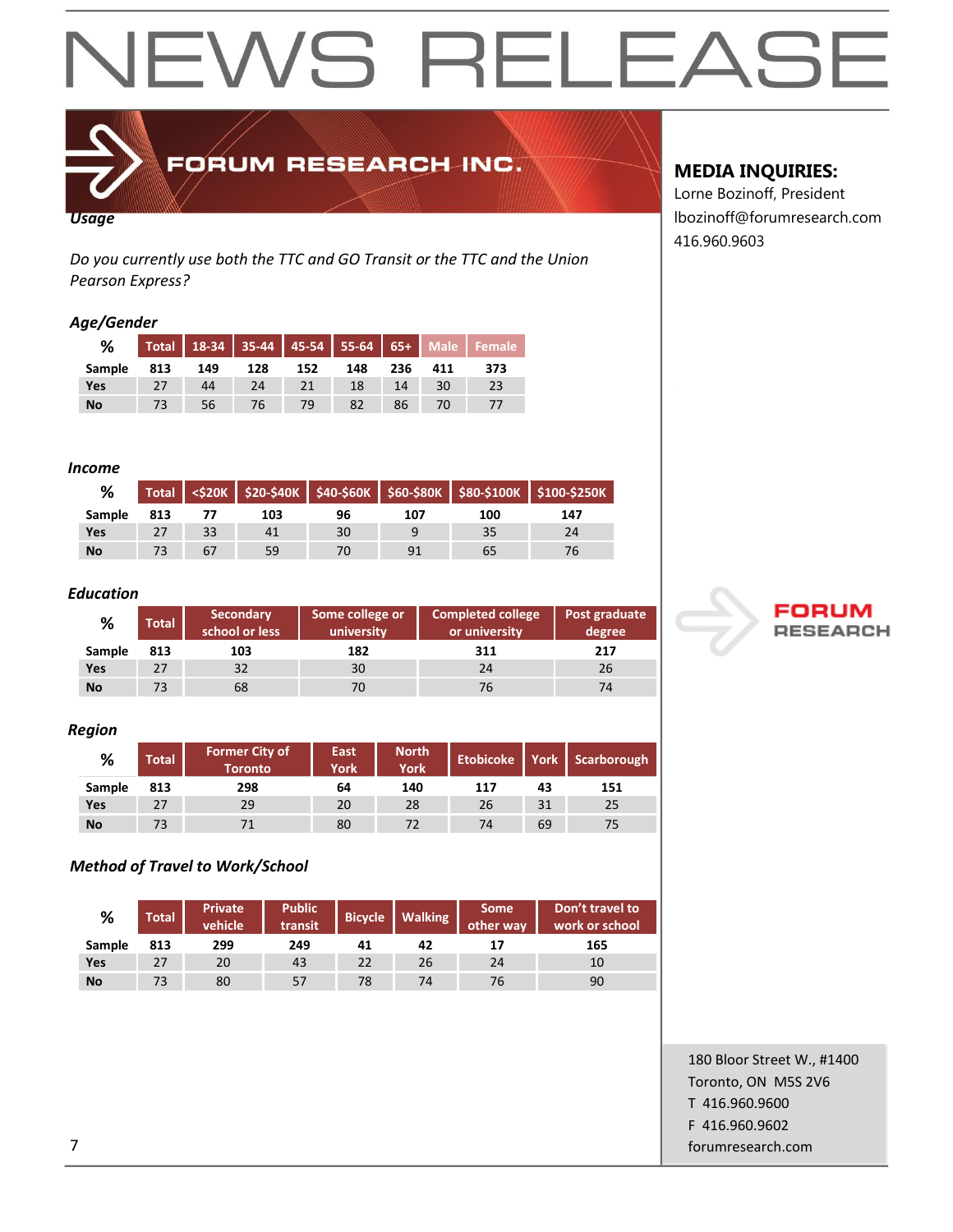# NEWS RELEASE

**FORUM RESEARCH INC.**

**MEDIA INQUIRIES:**
Lorne Bozinoff, President
lbozinoff@forumresearch.com
416.960.9603

***Usage***

*Do you currently use both the TTC and GO Transit or the TTC and the Union Pearson Express?*

***Age/Gender***

| % | Total | 18-34 | 35-44 | 45-54 | 55-64 | 65+ | Male | Female |
|---|---|---|---|---|---|---|---|---|
| Sample | 813 | 149 | 128 | 152 | 148 | 236 | 411 | 373 |
| Yes | 27 | 44 | 24 | 21 | 18 | 14 | 30 | 23 |
| No | 73 | 56 | 76 | 79 | 82 | 86 | 70 | 77 |

***Income***

| % | Total | <$20K | $20-$40K | $40-$60K | $60-$80K | $80-$100K | $100-$250K |
|---|---|---|---|---|---|---|---|
| Sample | 813 | 77 | 103 | 96 | 107 | 100 | 147 |
| Yes | 27 | 33 | 41 | 30 | 9 | 35 | 24 |
| No | 73 | 67 | 59 | 70 | 91 | 65 | 76 |

***Education***

| % | Total | Secondary school or less | Some college or university | Completed college or university | Post graduate degree |
|---|---|---|---|---|---|
| Sample | 813 | 103 | 182 | 311 | 217 |
| Yes | 27 | 32 | 30 | 24 | 26 |
| No | 73 | 68 | 70 | 76 | 74 |

***Region***

| % | Total | Former City of Toronto | East York | North York | Etobicoke | York | Scarborough |
|---|---|---|---|---|---|---|---|
| Sample | 813 | 298 | 64 | 140 | 117 | 43 | 151 |
| Yes | 27 | 29 | 20 | 28 | 26 | 31 | 25 |
| No | 73 | 71 | 80 | 72 | 74 | 69 | 75 |

***Method of Travel to Work/School***

| % | Total | Private vehicle | Public transit | Bicycle | Walking | Some other way | Don't travel to work or school |
|---|---|---|---|---|---|---|---|
| Sample | 813 | 299 | 249 | 41 | 42 | 17 | 165 |
| Yes | 27 | 20 | 43 | 22 | 26 | 24 | 10 |
| No | 73 | 80 | 57 | 78 | 74 | 76 | 90 |

180 Bloor Street W., #1400
Toronto, ON M5S 2V6
T 416.960.9600
F 416.960.9602
forumresearch.com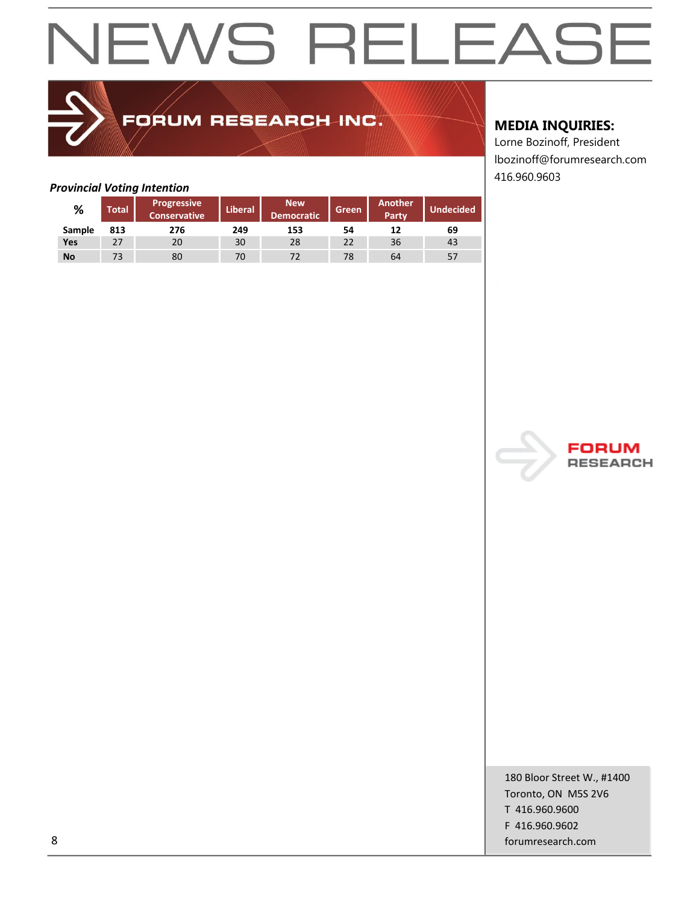# NEWS RELEASE

## FORUM RESEARCH INC.

**MEDIA INQUIRIES:**
Lorne Bozinoff, President
lbozinoff@forumresearch.com
416.960.9603

***Provincial Voting Intention***

| % | Total | Progressive Conservative | Liberal | New Democratic | Green | Another Party | Undecided |
|---|---|---|---|---|---|---|---|
| **Sample** | **813** | **276** | **249** | **153** | **54** | **12** | **69** |
| **Yes** | 27 | 20 | 30 | 28 | 22 | 36 | 43 |
| **No** | 73 | 80 | 70 | 72 | 78 | 64 | 57 |

180 Bloor Street W., #1400
Toronto, ON M5S 2V6
T 416.960.9600
F 416.960.9602
forumresearch.com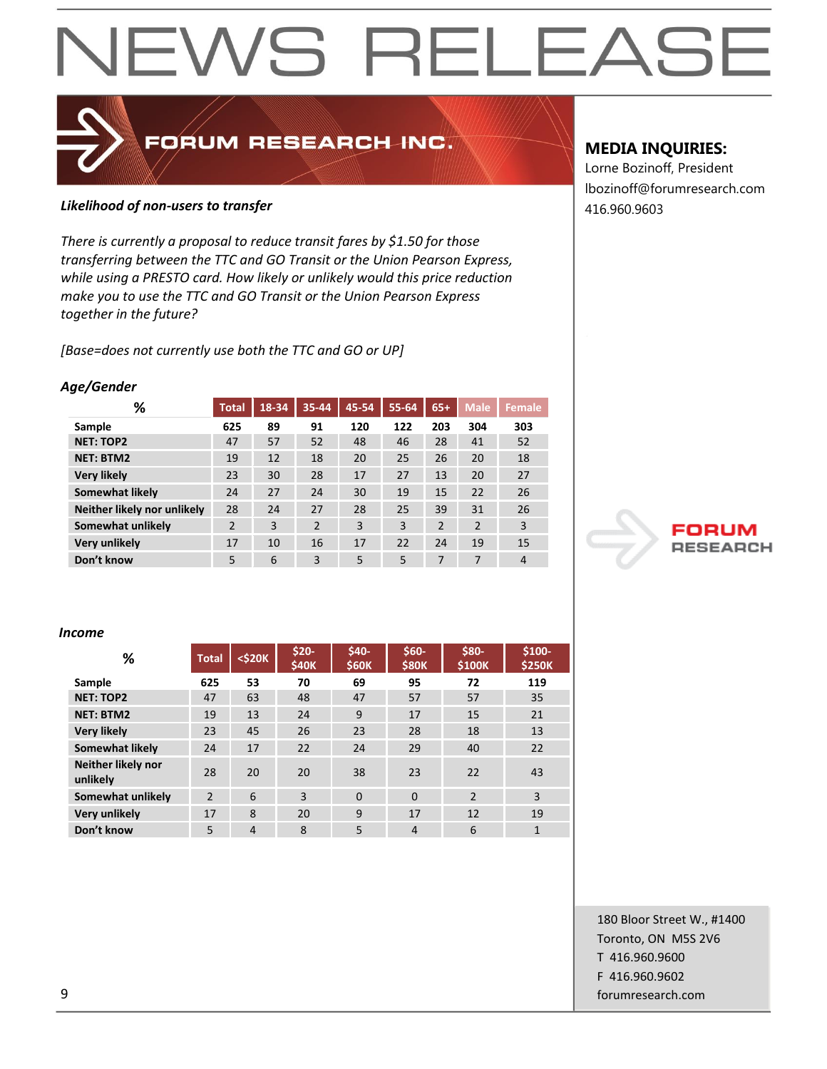# NEWS RELEASE

**MEDIA INQUIRIES:**
Lorne Bozinoff, President
lbozinoff@forumresearch.com
416.960.9603

***Likelihood of non-users to transfer***

*There is currently a proposal to reduce transit fares by $1.50 for those transferring between the TTC and GO Transit or the Union Pearson Express, while using a PRESTO card. How likely or unlikely would this price reduction make you to use the TTC and GO Transit or the Union Pearson Express together in the future?*

*[Base=does not currently use both the TTC and GO or UP]*

***Age/Gender***

| % | Total | 18-34 | 35-44 | 45-54 | 55-64 | 65+ | Male | Female |
|---|---|---|---|---|---|---|---|---|
| **Sample** | **625** | **89** | **91** | **120** | **122** | **203** | **304** | **303** |
| **NET: TOP2** | 47 | 57 | 52 | 48 | 46 | 28 | 41 | 52 |
| **NET: BTM2** | 19 | 12 | 18 | 20 | 25 | 26 | 20 | 18 |
| **Very likely** | 23 | 30 | 28 | 17 | 27 | 13 | 20 | 27 |
| **Somewhat likely** | 24 | 27 | 24 | 30 | 19 | 15 | 22 | 26 |
| **Neither likely nor unlikely** | 28 | 24 | 27 | 28 | 25 | 39 | 31 | 26 |
| **Somewhat unlikely** | 2 | 3 | 2 | 3 | 3 | 2 | 2 | 3 |
| **Very unlikely** | 17 | 10 | 16 | 17 | 22 | 24 | 19 | 15 |
| **Don't know** | 5 | 6 | 3 | 5 | 5 | 7 | 7 | 4 |

***Income***

| % | Total | <$20K | $20-$40K | $40-$60K | $60-$80K | $80-$100K | $100-$250K |
|---|---|---|---|---|---|---|---|
| **Sample** | **625** | **53** | **70** | **69** | **95** | **72** | **119** |
| **NET: TOP2** | 47 | 63 | 48 | 47 | 57 | 57 | 35 |
| **NET: BTM2** | 19 | 13 | 24 | 9 | 17 | 15 | 21 |
| **Very likely** | 23 | 45 | 26 | 23 | 28 | 18 | 13 |
| **Somewhat likely** | 24 | 17 | 22 | 24 | 29 | 40 | 22 |
| **Neither likely nor unlikely** | 28 | 20 | 20 | 38 | 23 | 22 | 43 |
| **Somewhat unlikely** | 2 | 6 | 3 | 0 | 0 | 2 | 3 |
| **Very unlikely** | 17 | 8 | 20 | 9 | 17 | 12 | 19 |
| **Don't know** | 5 | 4 | 8 | 5 | 4 | 6 | 1 |

180 Bloor Street W., #1400
Toronto, ON M5S 2V6
T 416.960.9600
F 416.960.9602
forumresearch.com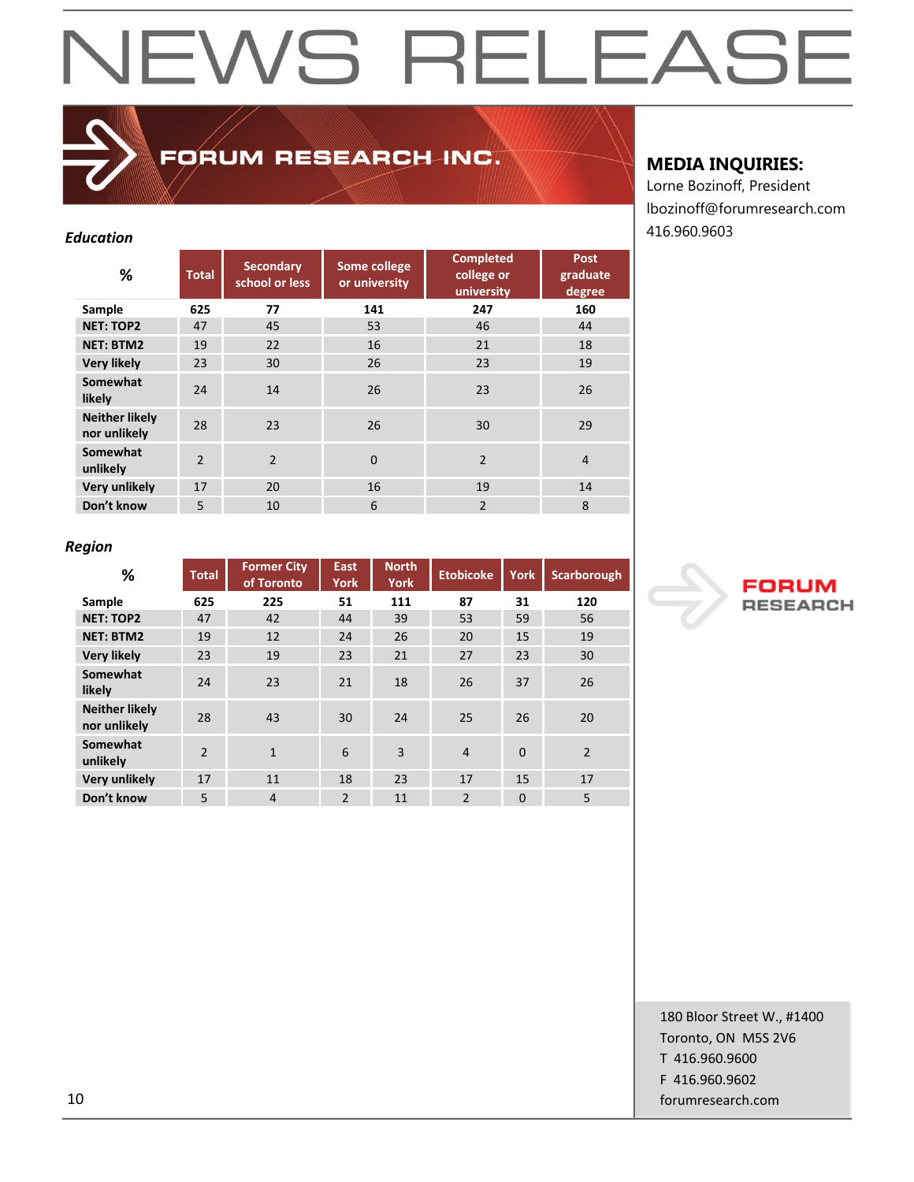# NEWS RELEASE

FORUM RESEARCH INC.

**MEDIA INQUIRIES:**
Lorne Bozinoff, President
lbozinoff@forumresearch.com
416.960.9603

### *Education*

| % | Total | Secondary school or less | Some college or university | Completed college or university | Post graduate degree |
|---|---|---|---|---|---|
| Sample | 625 | 77 | 141 | 247 | 160 |
| NET: TOP2 | 47 | 45 | 53 | 46 | 44 |
| NET: BTM2 | 19 | 22 | 16 | 21 | 18 |
| Very likely | 23 | 30 | 26 | 23 | 19 |
| Somewhat likely | 24 | 14 | 26 | 23 | 26 |
| Neither likely nor unlikely | 28 | 23 | 26 | 30 | 29 |
| Somewhat unlikely | 2 | 2 | 0 | 2 | 4 |
| Very unlikely | 17 | 20 | 16 | 19 | 14 |
| Don't know | 5 | 10 | 6 | 2 | 8 |

### *Region*

| % | Total | Former City of Toronto | East York | North York | Etobicoke | York | Scarborough |
|---|---|---|---|---|---|---|---|
| Sample | 625 | 225 | 51 | 111 | 87 | 31 | 120 |
| NET: TOP2 | 47 | 42 | 44 | 39 | 53 | 59 | 56 |
| NET: BTM2 | 19 | 12 | 24 | 26 | 20 | 15 | 19 |
| Very likely | 23 | 19 | 23 | 21 | 27 | 23 | 30 |
| Somewhat likely | 24 | 23 | 21 | 18 | 26 | 37 | 26 |
| Neither likely nor unlikely | 28 | 43 | 30 | 24 | 25 | 26 | 20 |
| Somewhat unlikely | 2 | 1 | 6 | 3 | 4 | 0 | 2 |
| Very unlikely | 17 | 11 | 18 | 23 | 17 | 15 | 17 |
| Don't know | 5 | 4 | 2 | 11 | 2 | 0 | 5 |

FORUM RESEARCH

180 Bloor Street W., #1400
Toronto, ON M5S 2V6
T 416.960.9600
F 416.960.9602
forumresearch.com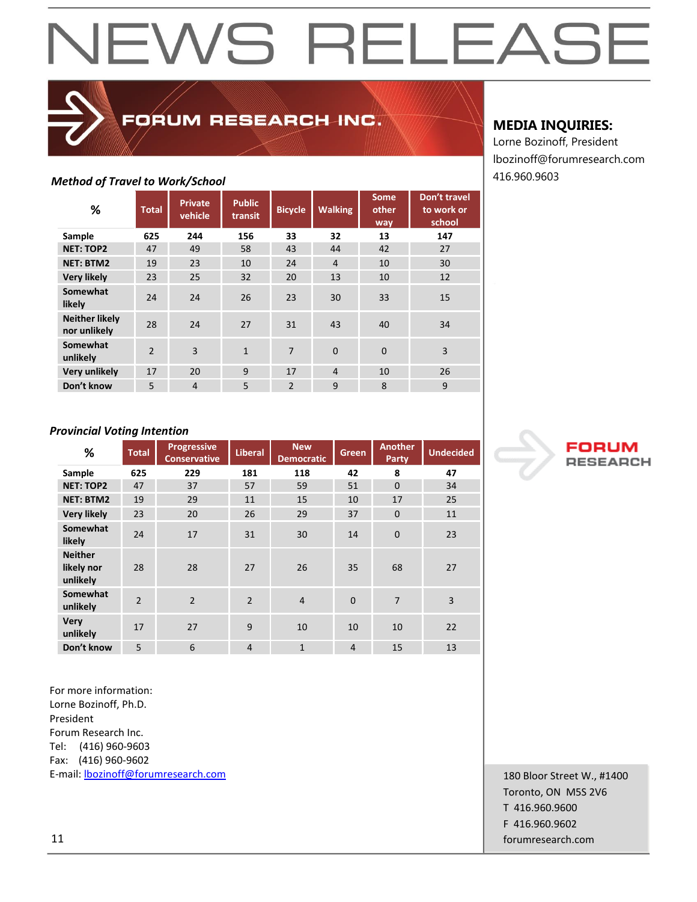# NEWS RELEASE

**FORUM RESEARCH INC.**

**MEDIA INQUIRIES:**
Lorne Bozinoff, President
lbozinoff@forumresearch.com
416.960.9603

***Method of Travel to Work/School***

| % | Total | Private vehicle | Public transit | Bicycle | Walking | Some other way | Don't travel to work or school |
|---|---|---|---|---|---|---|---|
| **Sample** | **625** | **244** | **156** | **33** | **32** | **13** | **147** |
| **NET: TOP2** | 47 | 49 | 58 | 43 | 44 | 42 | 27 |
| **NET: BTM2** | 19 | 23 | 10 | 24 | 4 | 10 | 30 |
| **Very likely** | 23 | 25 | 32 | 20 | 13 | 10 | 12 |
| **Somewhat likely** | 24 | 24 | 26 | 23 | 30 | 33 | 15 |
| **Neither likely nor unlikely** | 28 | 24 | 27 | 31 | 43 | 40 | 34 |
| **Somewhat unlikely** | 2 | 3 | 1 | 7 | 0 | 0 | 3 |
| **Very unlikely** | 17 | 20 | 9 | 17 | 4 | 10 | 26 |
| **Don't know** | 5 | 4 | 5 | 2 | 9 | 8 | 9 |

***Provincial Voting Intention***

| % | Total | Progressive Conservative | Liberal | New Democratic | Green | Another Party | Undecided |
|---|---|---|---|---|---|---|---|
| **Sample** | **625** | **229** | **181** | **118** | **42** | **8** | **47** |
| **NET: TOP2** | 47 | 37 | 57 | 59 | 51 | 0 | 34 |
| **NET: BTM2** | 19 | 29 | 11 | 15 | 10 | 17 | 25 |
| **Very likely** | 23 | 20 | 26 | 29 | 37 | 0 | 11 |
| **Somewhat likely** | 24 | 17 | 31 | 30 | 14 | 0 | 23 |
| **Neither likely nor unlikely** | 28 | 28 | 27 | 26 | 35 | 68 | 27 |
| **Somewhat unlikely** | 2 | 2 | 2 | 4 | 0 | 7 | 3 |
| **Very unlikely** | 17 | 27 | 9 | 10 | 10 | 10 | 22 |
| **Don't know** | 5 | 6 | 4 | 1 | 4 | 15 | 13 |

**FORUM RESEARCH**

For more information:
Lorne Bozinoff, Ph.D.
President
Forum Research Inc.
Tel: (416) 960-9603
Fax: (416) 960-9602
E-mail: lbozinoff@forumresearch.com

180 Bloor Street W., #1400
Toronto, ON M5S 2V6
T 416.960.9600
F 416.960.9602
forumresearch.com